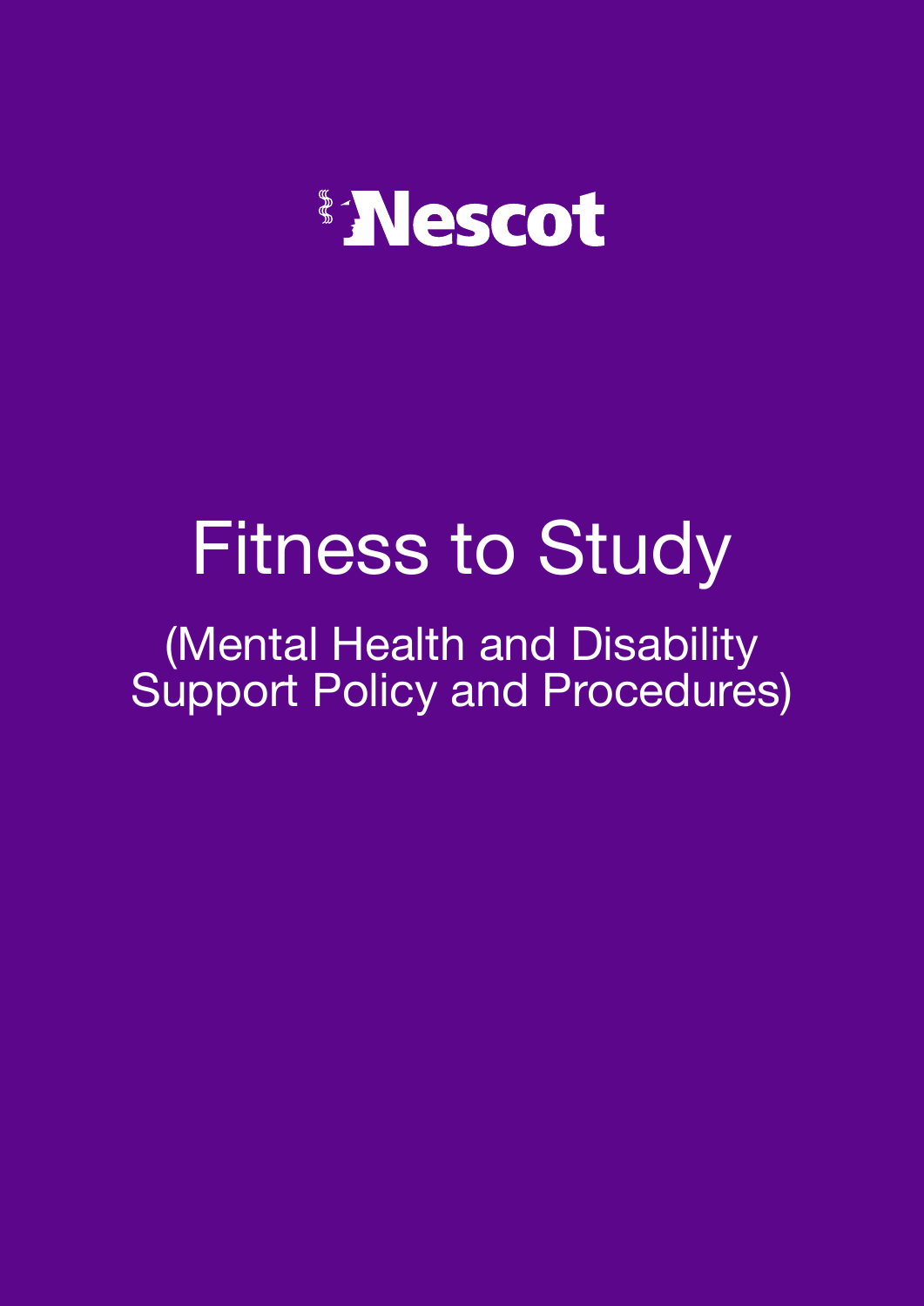Nescot

# Fitness to Study

## (Mental Health and Disability Support Policy and Procedures)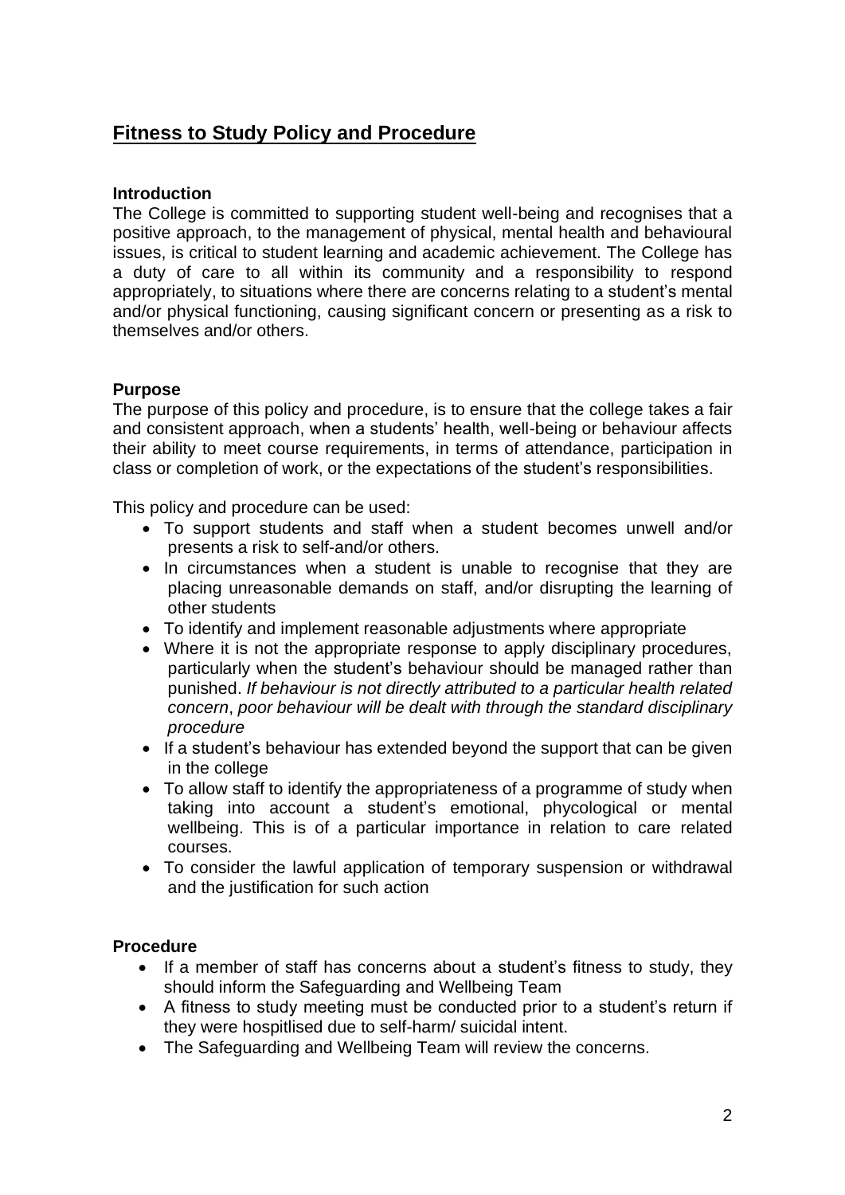# Fitness to Study Policy and Procedure

**Introduction**

The College is committed to supporting student well-being and recognises that a positive approach, to the management of physical, mental health and behavioural issues, is critical to student learning and academic achievement. The College has a duty of care to all within its community and a responsibility to respond appropriately, to situations where there are concerns relating to a student's mental and/or physical functioning, causing significant concern or presenting as a risk to themselves and/or others.

**Purpose**

The purpose of this policy and procedure, is to ensure that the college takes a fair and consistent approach, when a students' health, well-being or behaviour affects their ability to meet course requirements, in terms of attendance, participation in class or completion of work, or the expectations of the student's responsibilities.

This policy and procedure can be used:

- To support students and staff when a student becomes unwell and/or presents a risk to self-and/or others.
- In circumstances when a student is unable to recognise that they are placing unreasonable demands on staff, and/or disrupting the learning of other students
- To identify and implement reasonable adjustments where appropriate
- Where it is not the appropriate response to apply disciplinary procedures, particularly when the student's behaviour should be managed rather than punished. *If behaviour is not directly attributed to a particular health related concern*, *poor behaviour will be dealt with through the standard disciplinary procedure*
- If a student's behaviour has extended beyond the support that can be given in the college
- To allow staff to identify the appropriateness of a programme of study when taking into account a student's emotional, phycological or mental wellbeing. This is of a particular importance in relation to care related courses.
- To consider the lawful application of temporary suspension or withdrawal and the justification for such action

**Procedure**

- If a member of staff has concerns about a student's fitness to study, they should inform the Safeguarding and Wellbeing Team
- A fitness to study meeting must be conducted prior to a student's return if they were hospitlised due to self-harm/ suicidal intent.
- The Safeguarding and Wellbeing Team will review the concerns.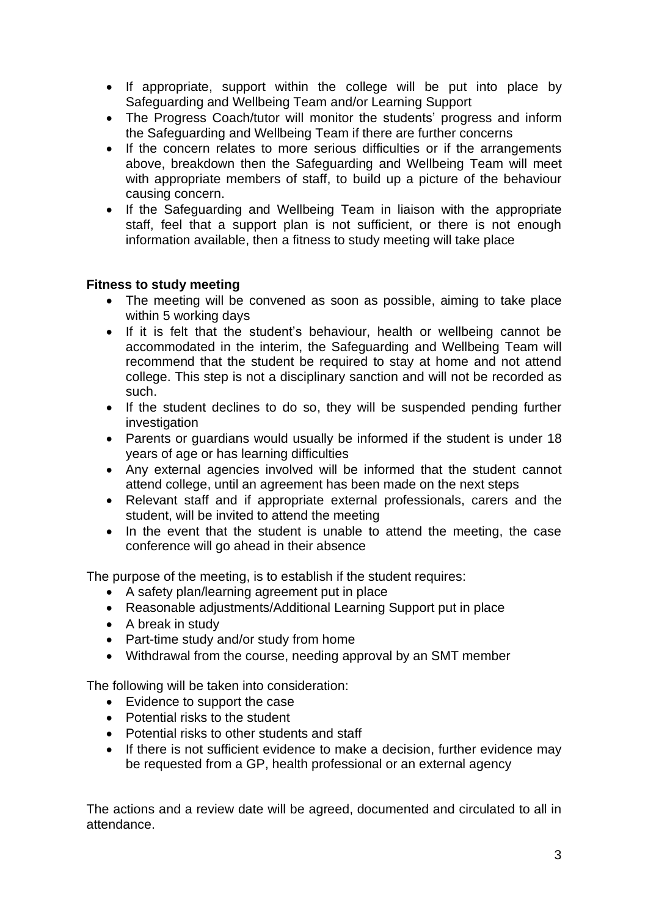- If appropriate, support within the college will be put into place by Safeguarding and Wellbeing Team and/or Learning Support
- The Progress Coach/tutor will monitor the students' progress and inform the Safeguarding and Wellbeing Team if there are further concerns
- If the concern relates to more serious difficulties or if the arrangements above, breakdown then the Safeguarding and Wellbeing Team will meet with appropriate members of staff, to build up a picture of the behaviour causing concern.
- If the Safeguarding and Wellbeing Team in liaison with the appropriate staff, feel that a support plan is not sufficient, or there is not enough information available, then a fitness to study meeting will take place

**Fitness to study meeting**

- The meeting will be convened as soon as possible, aiming to take place within 5 working days
- If it is felt that the student's behaviour, health or wellbeing cannot be accommodated in the interim, the Safeguarding and Wellbeing Team will recommend that the student be required to stay at home and not attend college. This step is not a disciplinary sanction and will not be recorded as such.
- If the student declines to do so, they will be suspended pending further investigation
- Parents or guardians would usually be informed if the student is under 18 years of age or has learning difficulties
- Any external agencies involved will be informed that the student cannot attend college, until an agreement has been made on the next steps
- Relevant staff and if appropriate external professionals, carers and the student, will be invited to attend the meeting
- In the event that the student is unable to attend the meeting, the case conference will go ahead in their absence

The purpose of the meeting, is to establish if the student requires:

- A safety plan/learning agreement put in place
- Reasonable adjustments/Additional Learning Support put in place
- A break in study
- Part-time study and/or study from home
- Withdrawal from the course, needing approval by an SMT member

The following will be taken into consideration:

- Evidence to support the case
- Potential risks to the student
- Potential risks to other students and staff
- If there is not sufficient evidence to make a decision, further evidence may be requested from a GP, health professional or an external agency

The actions and a review date will be agreed, documented and circulated to all in attendance.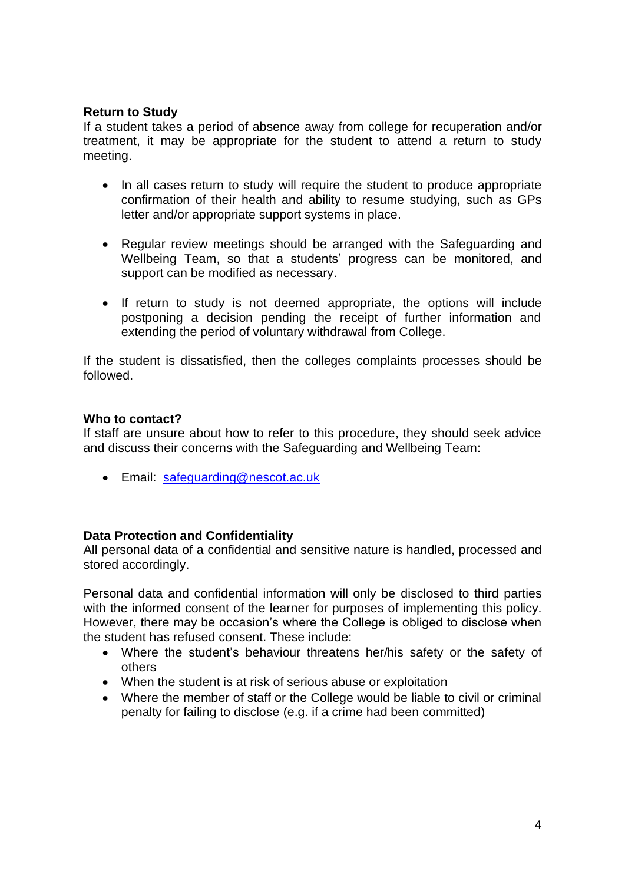**Return to Study**

If a student takes a period of absence away from college for recuperation and/or treatment, it may be appropriate for the student to attend a return to study meeting.

- In all cases return to study will require the student to produce appropriate confirmation of their health and ability to resume studying, such as GPs letter and/or appropriate support systems in place.
- Regular review meetings should be arranged with the Safeguarding and Wellbeing Team, so that a students' progress can be monitored, and support can be modified as necessary.
- If return to study is not deemed appropriate, the options will include postponing a decision pending the receipt of further information and extending the period of voluntary withdrawal from College.

If the student is dissatisfied, then the colleges complaints processes should be followed.

**Who to contact?**

If staff are unsure about how to refer to this procedure, they should seek advice and discuss their concerns with the Safeguarding and Wellbeing Team:

- Email: safeguarding@nescot.ac.uk

**Data Protection and Confidentiality**

All personal data of a confidential and sensitive nature is handled, processed and stored accordingly.

Personal data and confidential information will only be disclosed to third parties with the informed consent of the learner for purposes of implementing this policy. However, there may be occasion's where the College is obliged to disclose when the student has refused consent. These include:

- Where the student's behaviour threatens her/his safety or the safety of others
- When the student is at risk of serious abuse or exploitation
- Where the member of staff or the College would be liable to civil or criminal penalty for failing to disclose (e.g. if a crime had been committed)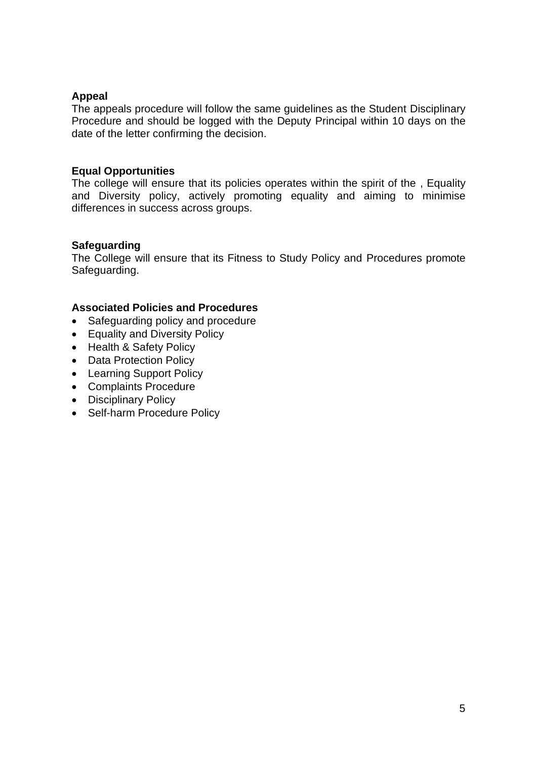**Appeal**

The appeals procedure will follow the same guidelines as the Student Disciplinary Procedure and should be logged with the Deputy Principal within 10 days on the date of the letter confirming the decision.

**Equal Opportunities**

The college will ensure that its policies operates within the spirit of the , Equality and Diversity policy, actively promoting equality and aiming to minimise differences in success across groups.

**Safeguarding**

The College will ensure that its Fitness to Study Policy and Procedures promote Safeguarding.

**Associated Policies and Procedures**

- Safeguarding policy and procedure
- Equality and Diversity Policy
- Health & Safety Policy
- Data Protection Policy
- Learning Support Policy
- Complaints Procedure
- Disciplinary Policy
- Self-harm Procedure Policy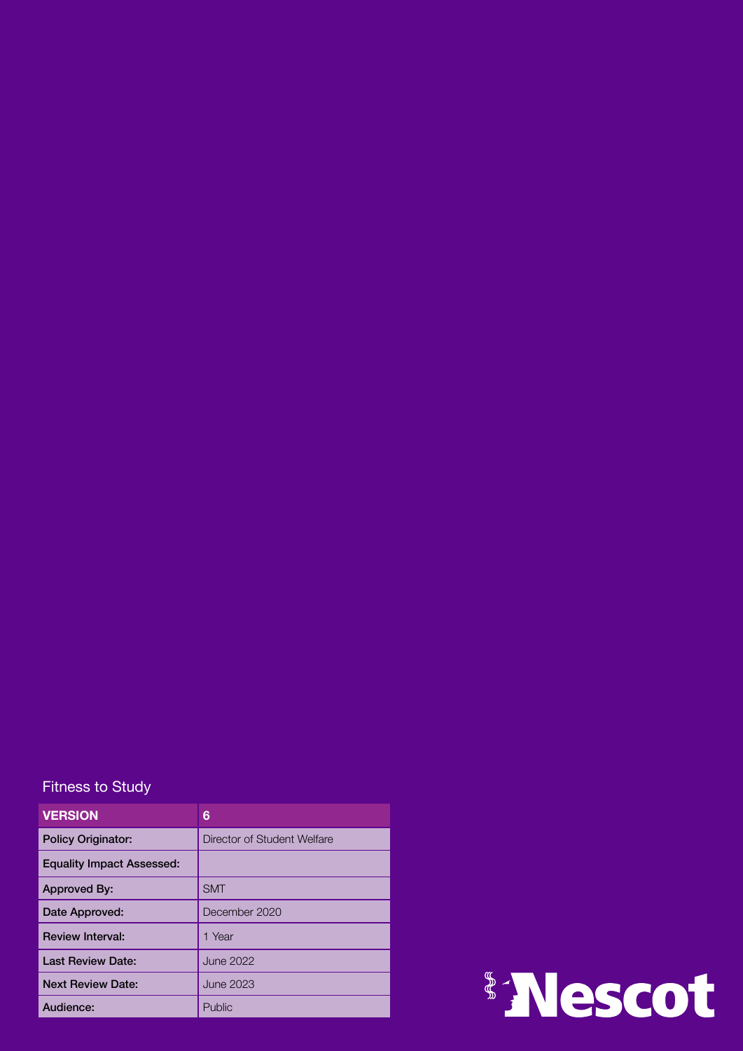Fitness to Study

| VERSION | 6 |
|---|---|
| Policy Originator: | Director of Student Welfare |
| Equality Impact Assessed: | |
| Approved By: | SMT |
| Date Approved: | December 2020 |
| Review Interval: | 1 Year |
| Last Review Date: | June 2022 |
| Next Review Date: | June 2023 |
| Audience: | Public |

Nescot